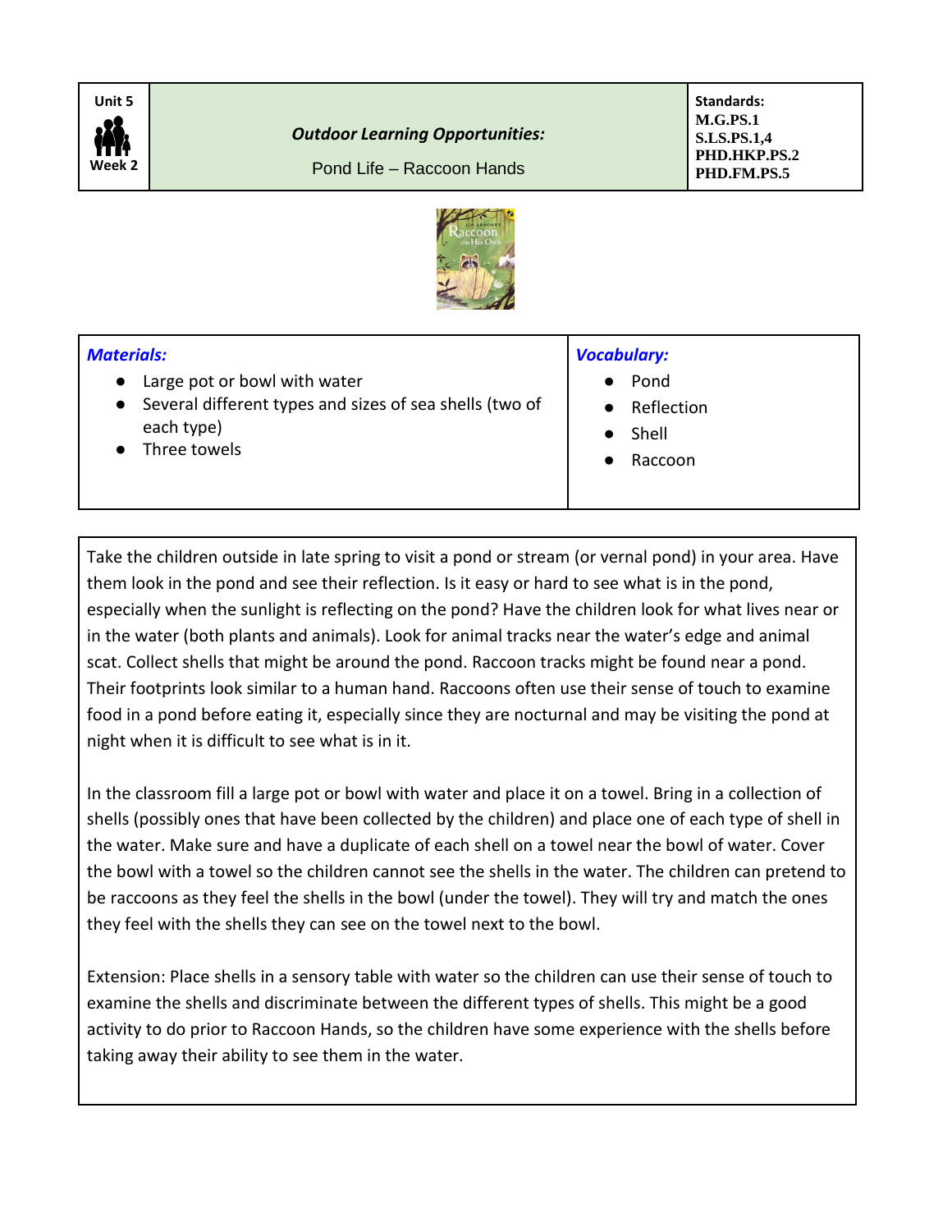| Unit 5 Week 2 | ***Outdoor Learning Opportunities:*** Pond Life – Raccoon Hands | **Standards:** **M.G.PS.1** **S.LS.PS.1,4** **PHD.HKP.PS.2** **PHD.FM.PS.5** |
|---|---|---|

## *Materials:*

- Large pot or bowl with water
- Several different types and sizes of sea shells (two of each type)
- Three towels

## *Vocabulary:*

- Pond
- Reflection
- Shell
- Raccoon

Take the children outside in late spring to visit a pond or stream (or vernal pond) in your area. Have them look in the pond and see their reflection. Is it easy or hard to see what is in the pond, especially when the sunlight is reflecting on the pond? Have the children look for what lives near or in the water (both plants and animals). Look for animal tracks near the water's edge and animal scat. Collect shells that might be around the pond. Raccoon tracks might be found near a pond. Their footprints look similar to a human hand. Raccoons often use their sense of touch to examine food in a pond before eating it, especially since they are nocturnal and may be visiting the pond at night when it is difficult to see what is in it.

In the classroom fill a large pot or bowl with water and place it on a towel. Bring in a collection of shells (possibly ones that have been collected by the children) and place one of each type of shell in the water. Make sure and have a duplicate of each shell on a towel near the bowl of water. Cover the bowl with a towel so the children cannot see the shells in the water. The children can pretend to be raccoons as they feel the shells in the bowl (under the towel). They will try and match the ones they feel with the shells they can see on the towel next to the bowl.

Extension: Place shells in a sensory table with water so the children can use their sense of touch to examine the shells and discriminate between the different types of shells. This might be a good activity to do prior to Raccoon Hands, so the children have some experience with the shells before taking away their ability to see them in the water.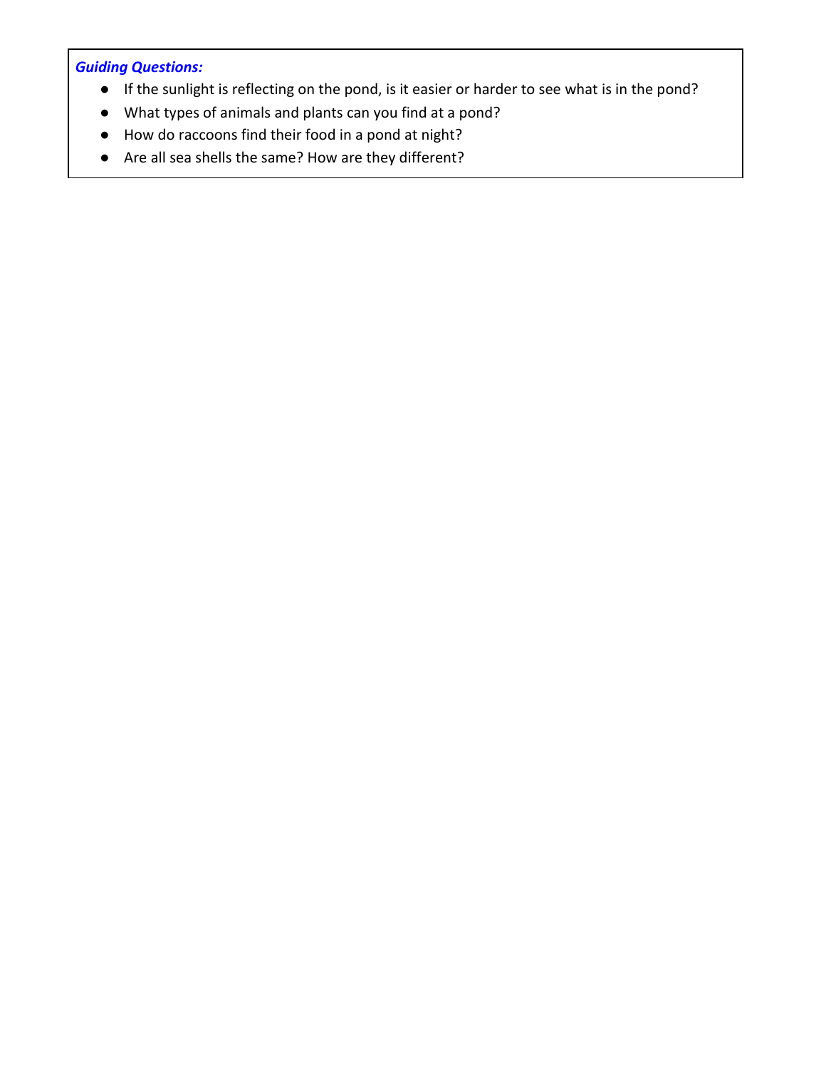***Guiding Questions:***

- If the sunlight is reflecting on the pond, is it easier or harder to see what is in the pond?
- What types of animals and plants can you find at a pond?
- How do raccoons find their food in a pond at night?
- Are all sea shells the same? How are they different?